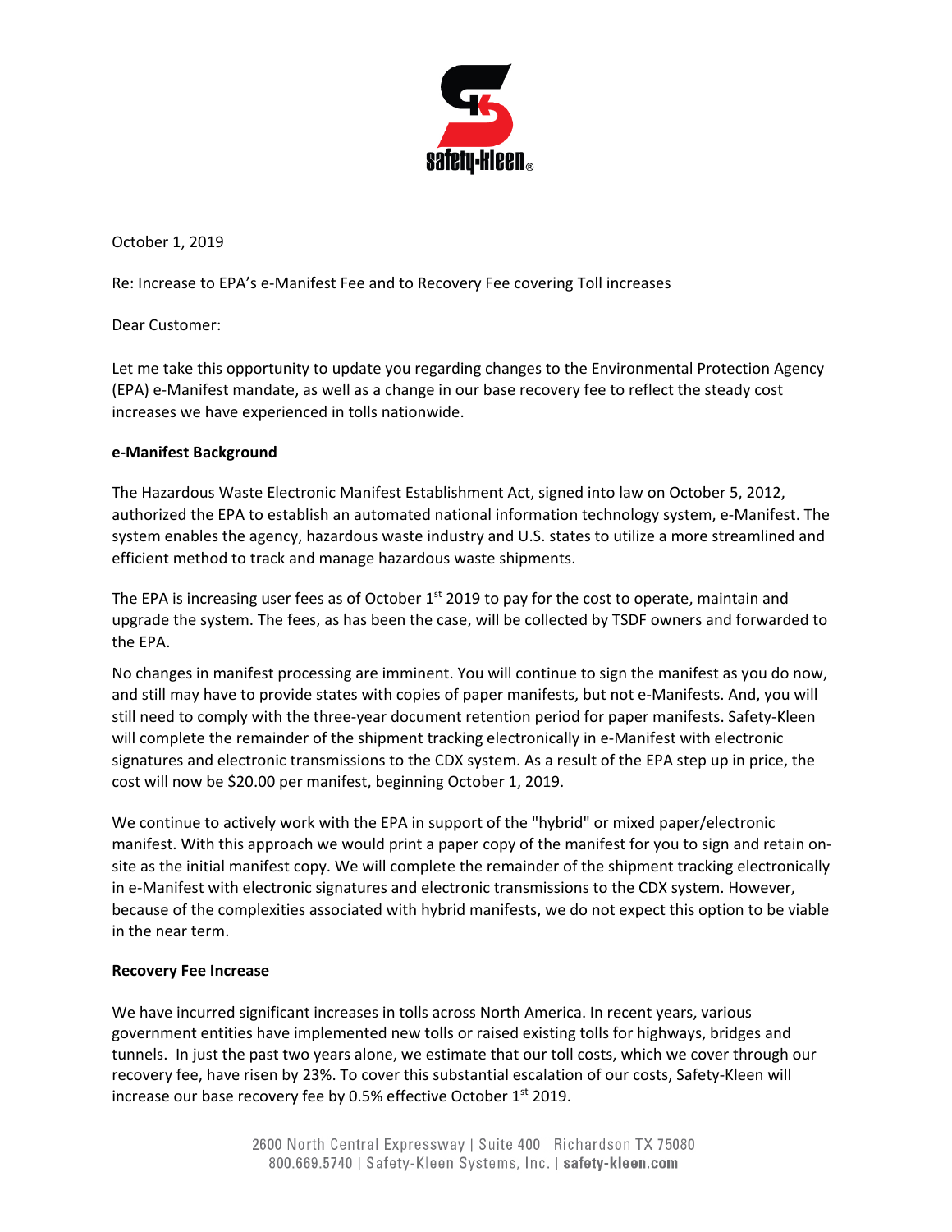October 1, 2019

Re: Increase to EPA's e-Manifest Fee and to Recovery Fee covering Toll increases

Dear Customer:

Let me take this opportunity to update you regarding changes to the Environmental Protection Agency (EPA) e-Manifest mandate, as well as a change in our base recovery fee to reflect the steady cost increases we have experienced in tolls nationwide.

**e-Manifest Background**

The Hazardous Waste Electronic Manifest Establishment Act, signed into law on October 5, 2012, authorized the EPA to establish an automated national information technology system, e-Manifest. The system enables the agency, hazardous waste industry and U.S. states to utilize a more streamlined and efficient method to track and manage hazardous waste shipments.

The EPA is increasing user fees as of October 1st 2019 to pay for the cost to operate, maintain and upgrade the system. The fees, as has been the case, will be collected by TSDF owners and forwarded to the EPA.

No changes in manifest processing are imminent. You will continue to sign the manifest as you do now, and still may have to provide states with copies of paper manifests, but not e-Manifests. And, you will still need to comply with the three-year document retention period for paper manifests. Safety-Kleen will complete the remainder of the shipment tracking electronically in e-Manifest with electronic signatures and electronic transmissions to the CDX system. As a result of the EPA step up in price, the cost will now be $20.00 per manifest, beginning October 1, 2019.

We continue to actively work with the EPA in support of the "hybrid" or mixed paper/electronic manifest. With this approach we would print a paper copy of the manifest for you to sign and retain on-site as the initial manifest copy. We will complete the remainder of the shipment tracking electronically in e-Manifest with electronic signatures and electronic transmissions to the CDX system. However, because of the complexities associated with hybrid manifests, we do not expect this option to be viable in the near term.

**Recovery Fee Increase**

We have incurred significant increases in tolls across North America. In recent years, various government entities have implemented new tolls or raised existing tolls for highways, bridges and tunnels. In just the past two years alone, we estimate that our toll costs, which we cover through our recovery fee, have risen by 23%. To cover this substantial escalation of our costs, Safety-Kleen will increase our base recovery fee by 0.5% effective October 1st 2019.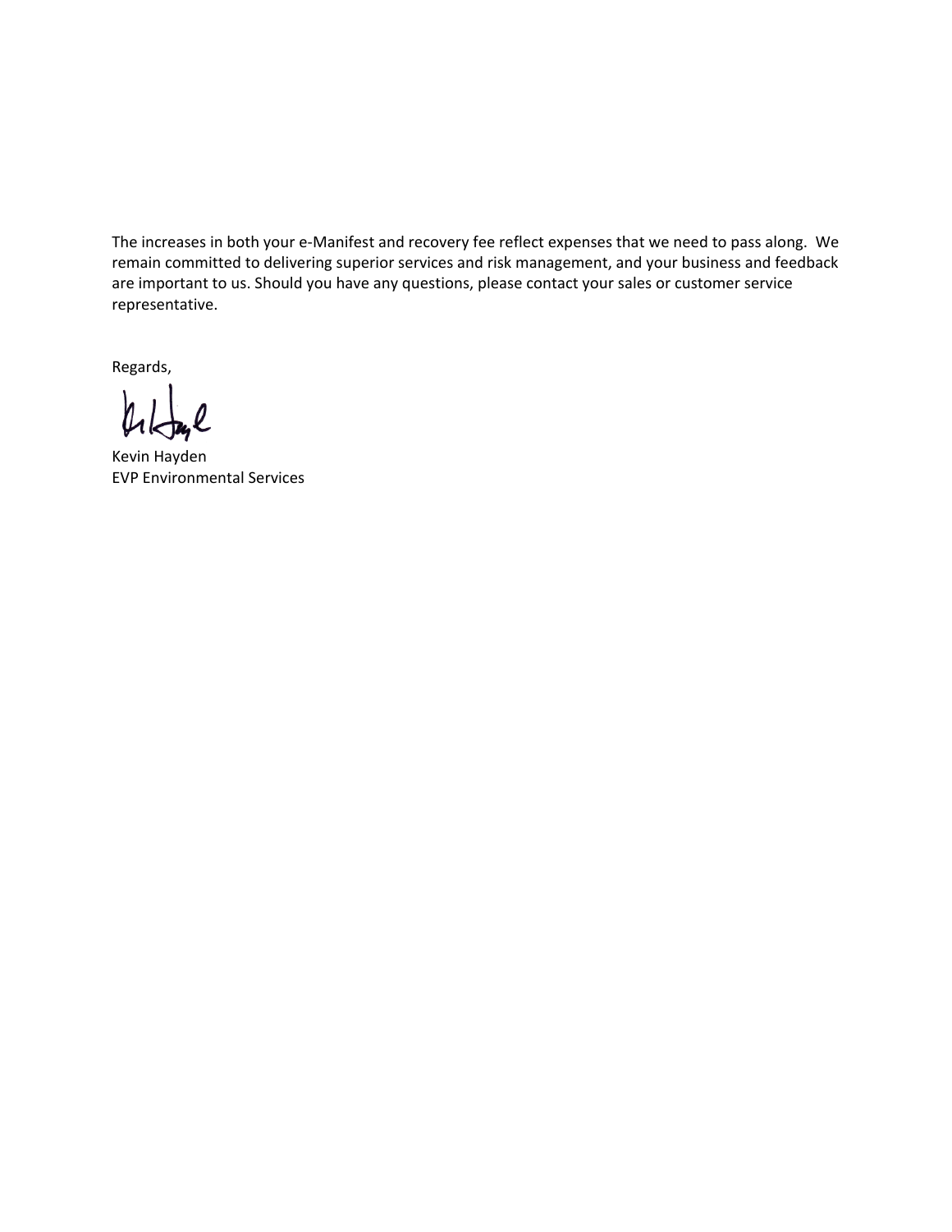The increases in both your e-Manifest and recovery fee reflect expenses that we need to pass along. We remain committed to delivering superior services and risk management, and your business and feedback are important to us. Should you have any questions, please contact your sales or customer service representative.

Regards,

Kevin Hayden
EVP Environmental Services